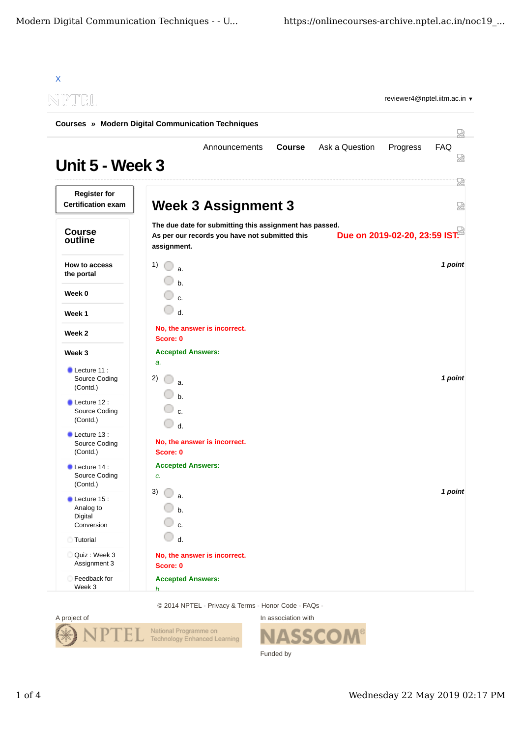X

reviewer4@nptel.iitm.ac.in ▼

**Courses » Modern Digital Communication Techniques**

Announcements **Course** Ask a Question Progress FAQ

# Unit 5 - Week 3

**Register for Certification exam**

## Course outline

**How to access the portal**

**Week 0**

**Week 1**

**Week 2**

**Week 3**

- Lecture 11 : Source Coding (Contd.)
- Lecture 12 : Source Coding (Contd.)
- Lecture 13 : Source Coding (Contd.)
- Lecture 14 : Source Coding (Contd.)
- Lecture 15 : Analog to Digital Conversion
- Tutorial
- Quiz : Week 3 Assignment 3
- Feedback for Week 3

## Week 3 Assignment 3

**The due date for submitting this assignment has passed.**
**As per our records you have not submitted this assignment.**

**Due on 2019-02-20, 23:59 IST.**

1) *1 point*

- a.
- b.
- c.
- d.

**No, the answer is incorrect.**
**Score: 0**

**Accepted Answers:**
*a.*

2) *1 point*

- a.
- b.
- c.
- d.

**No, the answer is incorrect.**
**Score: 0**

**Accepted Answers:**
*c.*

3) *1 point*

- a.
- b.
- c.
- d.

**No, the answer is incorrect.**
**Score: 0**

**Accepted Answers:**
*b.*

© 2014 NPTEL - Privacy & Terms - Honor Code - FAQs -

A project of

NPTEL National Programme on Technology Enhanced Learning

In association with

NASSCOM®

Funded by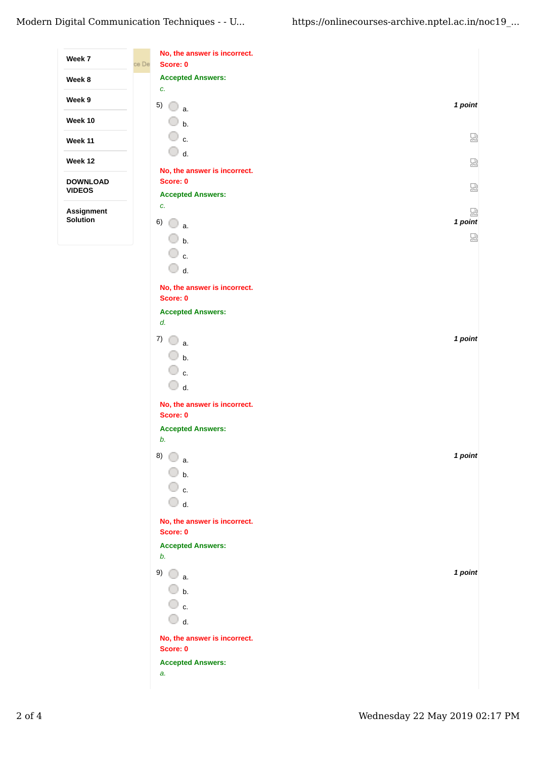Week 7

Week 8

Week 9

Week 10

Week 11

Week 12

DOWNLOAD VIDEOS

Assignment Solution

No, the answer is incorrect.
Score: 0

Accepted Answers:
*c.*

5) *1 point*

- a.
- b.
- c.
- d.

No, the answer is incorrect.
Score: 0

Accepted Answers:
*c.*

6) *1 point*

- a.
- b.
- c.
- d.

No, the answer is incorrect.
Score: 0

Accepted Answers:
*d.*

7) *1 point*

- a.
- b.
- c.
- d.

No, the answer is incorrect.
Score: 0

Accepted Answers:
*b.*

8) *1 point*

- a.
- b.
- c.
- d.

No, the answer is incorrect.
Score: 0

Accepted Answers:
*b.*

9) *1 point*

- a.
- b.
- c.
- d.

No, the answer is incorrect.
Score: 0

Accepted Answers:
*a.*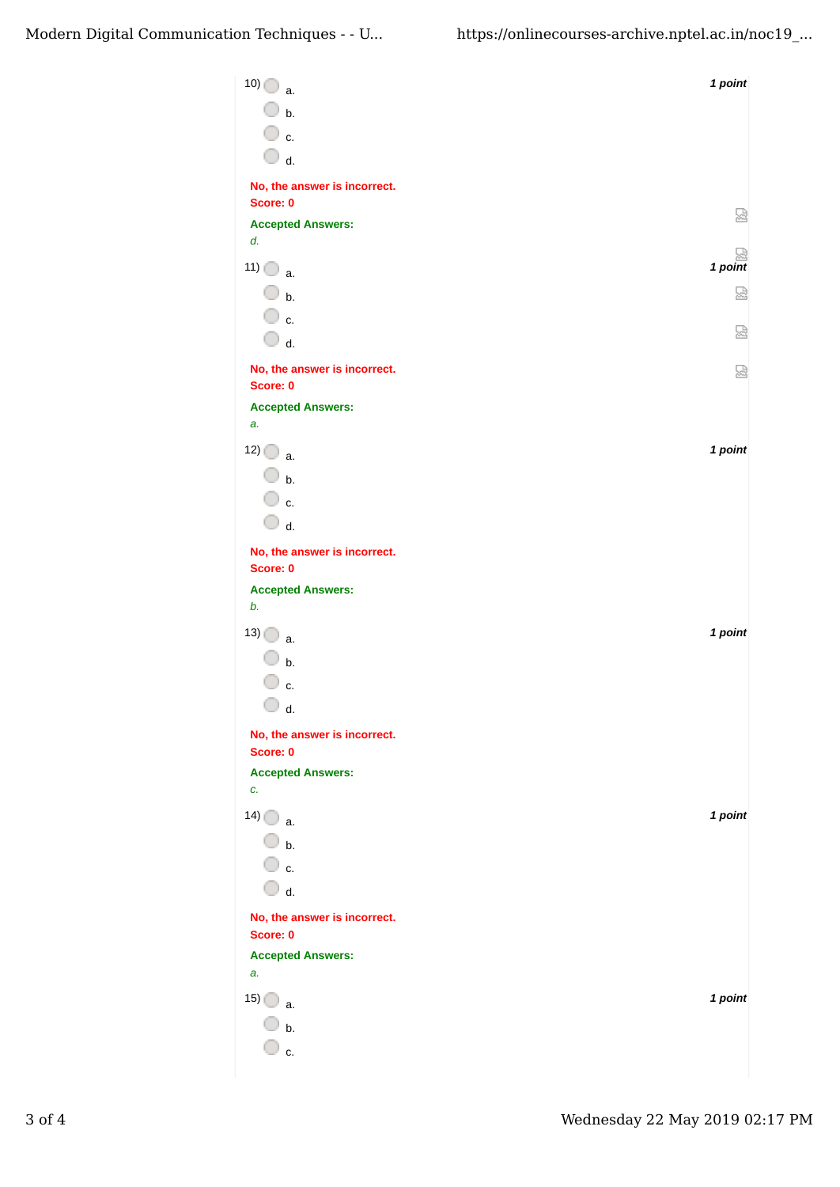10)

- a.
- b.
- c.
- d.

*1 point*

**No, the answer is incorrect.**
**Score: 0**

**Accepted Answers:**
*d.*

11)

- a.
- b.
- c.
- d.

*1 point*

**No, the answer is incorrect.**
**Score: 0**

**Accepted Answers:**
*a.*

12)

- a.
- b.
- c.
- d.

*1 point*

**No, the answer is incorrect.**
**Score: 0**

**Accepted Answers:**
*b.*

13)

- a.
- b.
- c.
- d.

*1 point*

**No, the answer is incorrect.**
**Score: 0**

**Accepted Answers:**
*c.*

14)

- a.
- b.
- c.
- d.

*1 point*

**No, the answer is incorrect.**
**Score: 0**

**Accepted Answers:**
*a.*

15)

- a.
- b.
- c.

*1 point*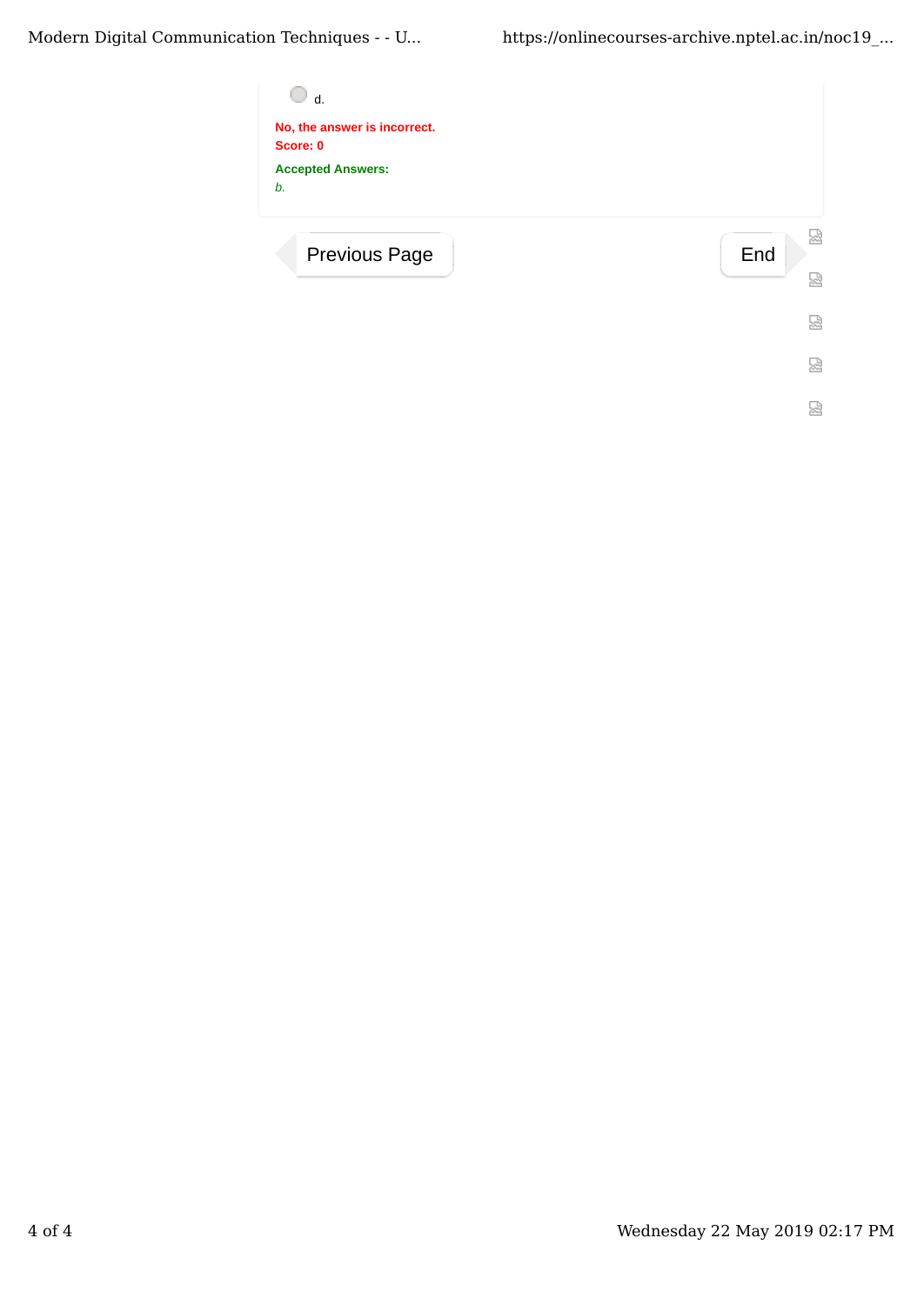d.

No, the answer is incorrect.
Score: 0

Accepted Answers:
*b.*

Previous Page

End